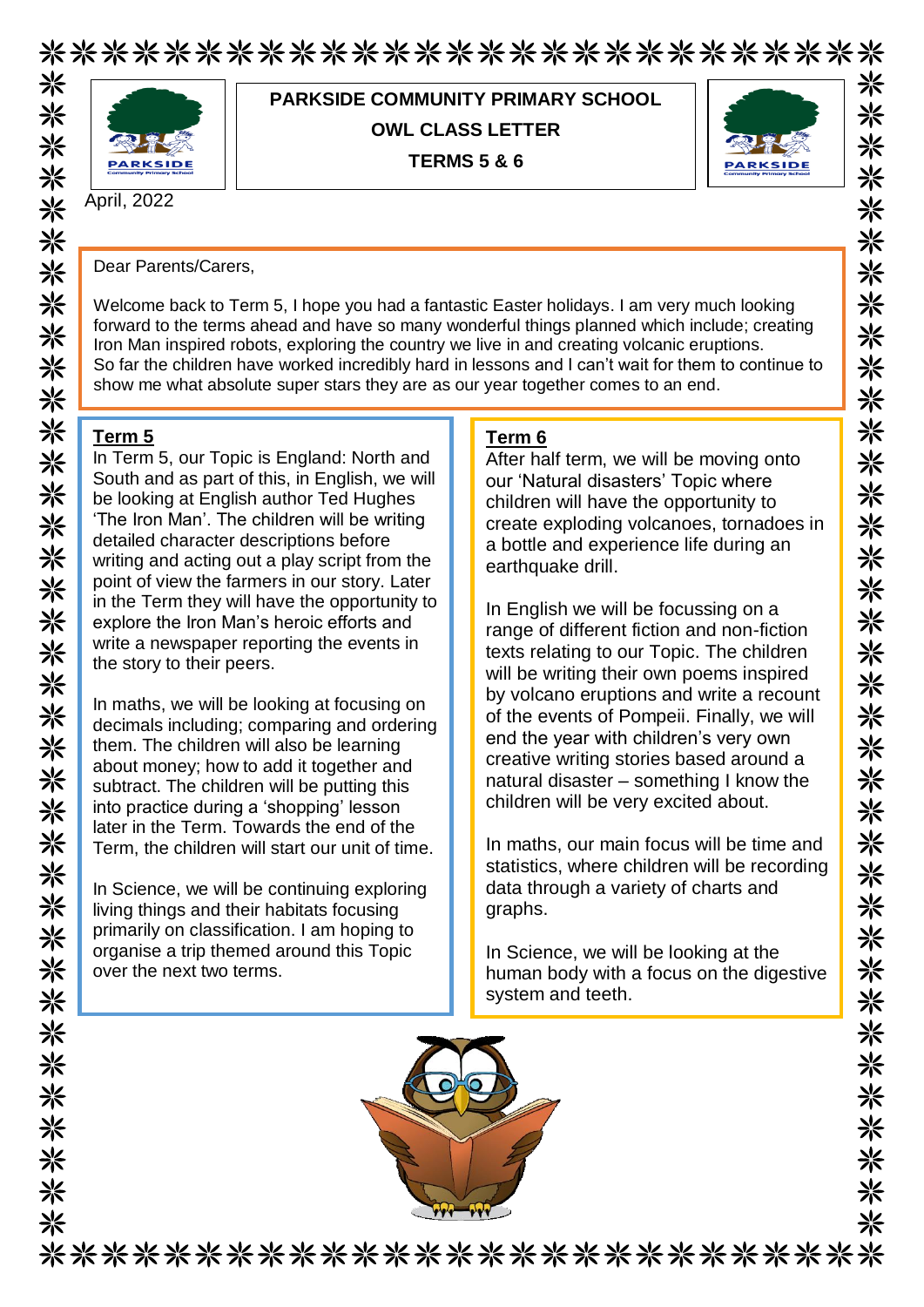# PARKSIDE COMMUNITY PRIMARY SCHOOL

## OWL CLASS LETTER

## TERMS 5 & 6

April, 2022

Dear Parents/Carers,

Welcome back to Term 5, I hope you had a fantastic Easter holidays. I am very much looking forward to the terms ahead and have so many wonderful things planned which include; creating Iron Man inspired robots, exploring the country we live in and creating volcanic eruptions. So far the children have worked incredibly hard in lessons and I can't wait for them to continue to show me what absolute super stars they are as our year together comes to an end.

### Term 5

In Term 5, our Topic is England: North and South and as part of this, in English, we will be looking at English author Ted Hughes 'The Iron Man'. The children will be writing detailed character descriptions before writing and acting out a play script from the point of view the farmers in our story. Later in the Term they will have the opportunity to explore the Iron Man's heroic efforts and write a newspaper reporting the events in the story to their peers.

In maths, we will be looking at focusing on decimals including; comparing and ordering them. The children will also be learning about money; how to add it together and subtract. The children will be putting this into practice during a 'shopping' lesson later in the Term. Towards the end of the Term, the children will start our unit of time.

In Science, we will be continuing exploring living things and their habitats focusing primarily on classification. I am hoping to organise a trip themed around this Topic over the next two terms.

### Term 6

After half term, we will be moving onto our 'Natural disasters' Topic where children will have the opportunity to create exploding volcanoes, tornadoes in a bottle and experience life during an earthquake drill.

In English we will be focussing on a range of different fiction and non-fiction texts relating to our Topic. The children will be writing their own poems inspired by volcano eruptions and write a recount of the events of Pompeii. Finally, we will end the year with children's very own creative writing stories based around a natural disaster – something I know the children will be very excited about.

In maths, our main focus will be time and statistics, where children will be recording data through a variety of charts and graphs.

In Science, we will be looking at the human body with a focus on the digestive system and teeth.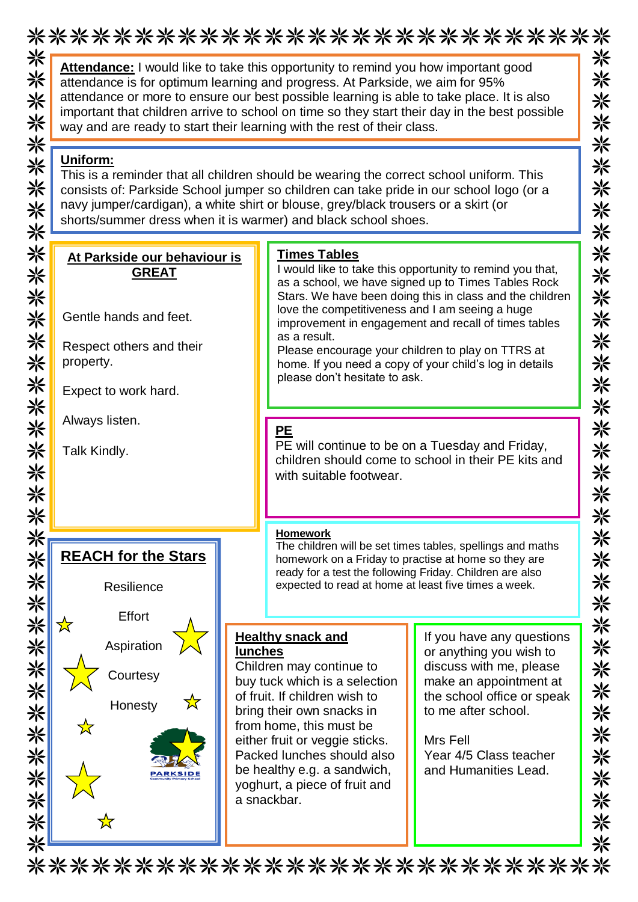**Attendance:** I would like to take this opportunity to remind you how important good attendance is for optimum learning and progress. At Parkside, we aim for 95% attendance or more to ensure our best possible learning is able to take place. It is also important that children arrive to school on time so they start their day in the best possible way and are ready to start their learning with the rest of their class.

**Uniform:**

This is a reminder that all children should be wearing the correct school uniform. This consists of: Parkside School jumper so children can take pride in our school logo (or a navy jumper/cardigan), a white shirt or blouse, grey/black trousers or a skirt (or shorts/summer dress when it is warmer) and black school shoes.

**At Parkside our behaviour is GREAT**

Gentle hands and feet.

Respect others and their property.

Expect to work hard.

Always listen.

Talk Kindly.

**Times Tables**

I would like to take this opportunity to remind you that, as a school, we have signed up to Times Tables Rock Stars. We have been doing this in class and the children love the competitiveness and I am seeing a huge improvement in engagement and recall of times tables as a result.

Please encourage your children to play on TTRS at home. If you need a copy of your child's log in details please don't hesitate to ask.

**PE**

PE will continue to be on a Tuesday and Friday, children should come to school in their PE kits and with suitable footwear.

**REACH for the Stars**

Resilience

Effort

Aspiration

Courtesy

Honesty

**Homework**

The children will be set times tables, spellings and maths homework on a Friday to practise at home so they are ready for a test the following Friday. Children are also expected to read at home at least five times a week.

**Healthy snack and lunches**

Children may continue to buy tuck which is a selection of fruit. If children wish to bring their own snacks in from home, this must be either fruit or veggie sticks. Packed lunches should also be healthy e.g. a sandwich, yoghurt, a piece of fruit and a snackbar.

If you have any questions or anything you wish to discuss with me, please make an appointment at the school office or speak to me after school.

Mrs Fell
Year 4/5 Class teacher and Humanities Lead.